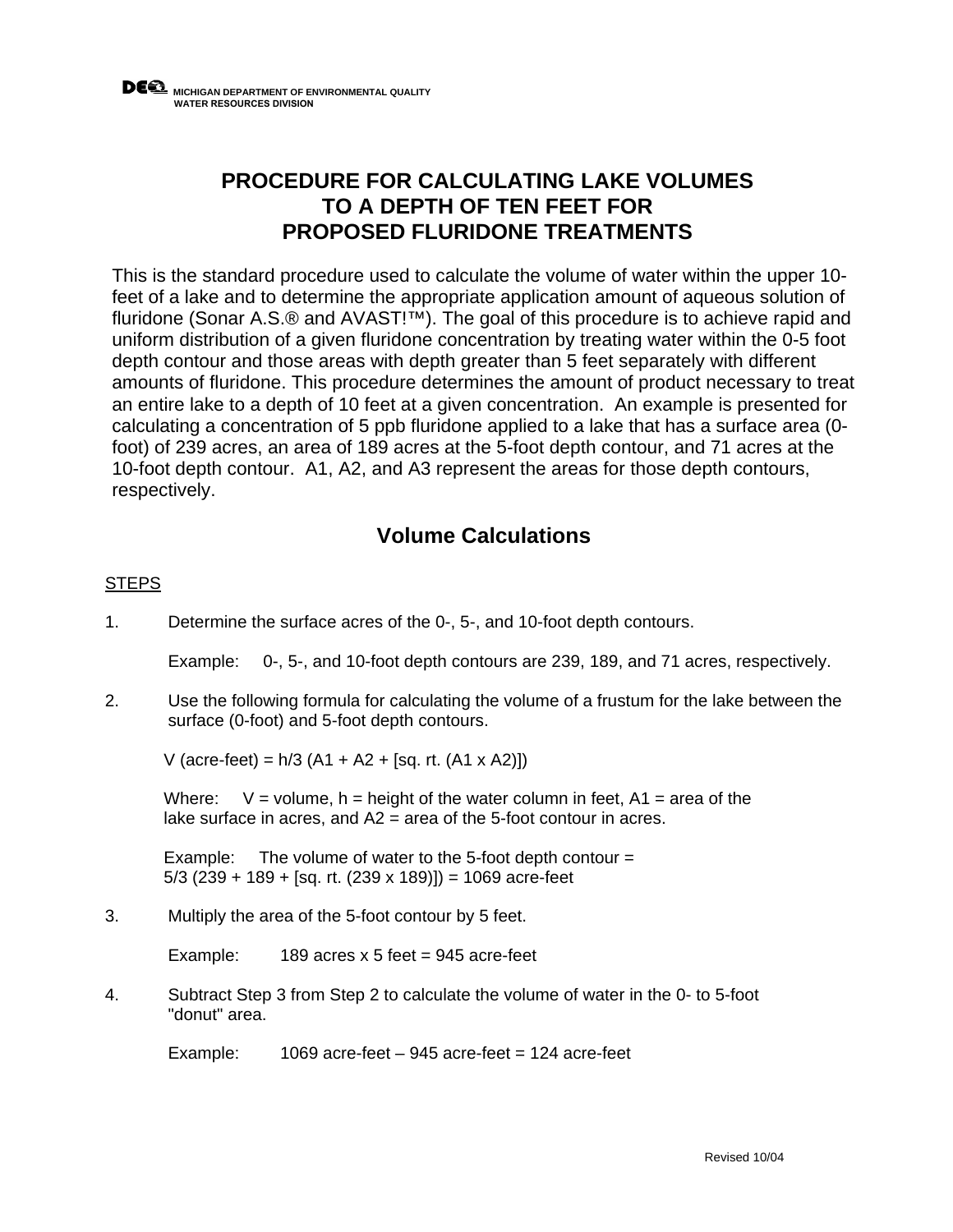MICHIGAN DEPARTMENT OF ENVIRONMENTAL QUALITY
WATER RESOURCES DIVISION

# PROCEDURE FOR CALCULATING LAKE VOLUMES TO A DEPTH OF TEN FEET FOR PROPOSED FLURIDONE TREATMENTS

This is the standard procedure used to calculate the volume of water within the upper 10-feet of a lake and to determine the appropriate application amount of aqueous solution of fluridone (Sonar A.S.® and AVAST!™). The goal of this procedure is to achieve rapid and uniform distribution of a given fluridone concentration by treating water within the 0-5 foot depth contour and those areas with depth greater than 5 feet separately with different amounts of fluridone. This procedure determines the amount of product necessary to treat an entire lake to a depth of 10 feet at a given concentration. An example is presented for calculating a concentration of 5 ppb fluridone applied to a lake that has a surface area (0-foot) of 239 acres, an area of 189 acres at the 5-foot depth contour, and 71 acres at the 10-foot depth contour. A1, A2, and A3 represent the areas for those depth contours, respectively.

## Volume Calculations

STEPS

1. Determine the surface acres of the 0-, 5-, and 10-foot depth contours.

   Example: 0-, 5-, and 10-foot depth contours are 239, 189, and 71 acres, respectively.

2. Use the following formula for calculating the volume of a frustum for the lake between the surface (0-foot) and 5-foot depth contours.

   V (acre-feet) = h/3 (A1 + A2 + [sq. rt. (A1 x A2)])

   Where: V = volume, h = height of the water column in feet, A1 = area of the lake surface in acres, and A2 = area of the 5-foot contour in acres.

   Example: The volume of water to the 5-foot depth contour = 5/3 (239 + 189 + [sq. rt. (239 x 189)]) = 1069 acre-feet

3. Multiply the area of the 5-foot contour by 5 feet.

   Example: 189 acres x 5 feet = 945 acre-feet

4. Subtract Step 3 from Step 2 to calculate the volume of water in the 0- to 5-foot "donut" area.

   Example: 1069 acre-feet – 945 acre-feet = 124 acre-feet

Revised 10/04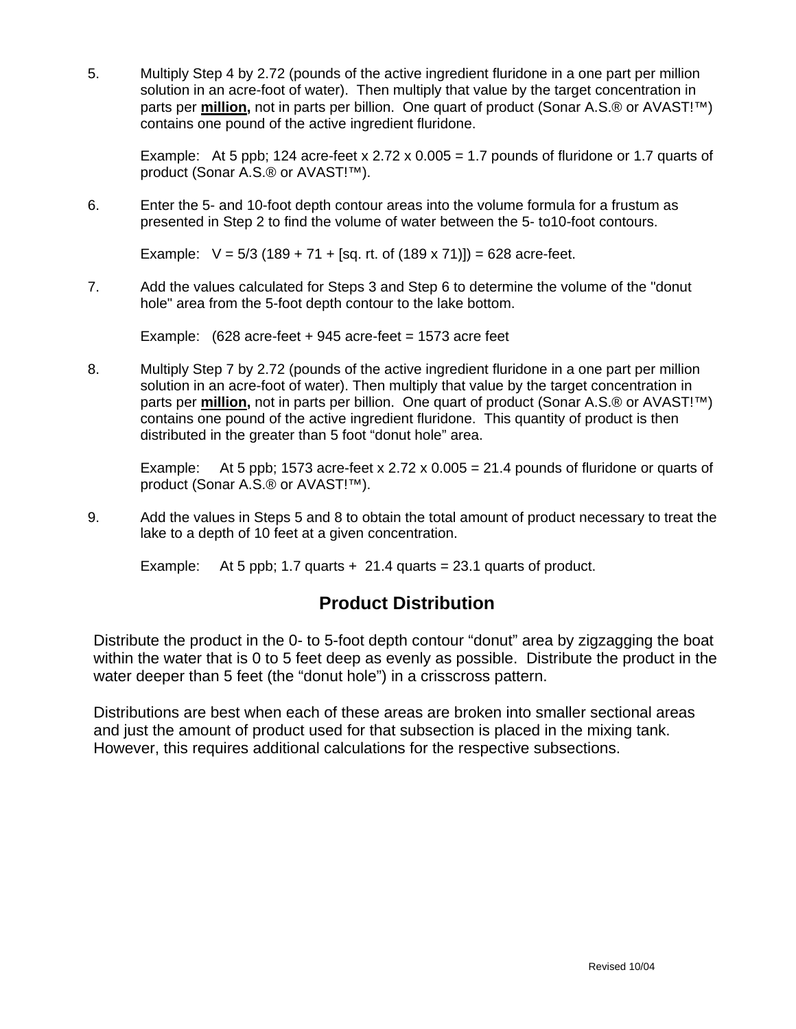5. Multiply Step 4 by 2.72 (pounds of the active ingredient fluridone in a one part per million solution in an acre-foot of water). Then multiply that value by the target concentration in parts per **million,** not in parts per billion. One quart of product (Sonar A.S.® or AVAST!™) contains one pound of the active ingredient fluridone.

   Example: At 5 ppb; 124 acre-feet x 2.72 x 0.005 = 1.7 pounds of fluridone or 1.7 quarts of product (Sonar A.S.® or AVAST!™).

6. Enter the 5- and 10-foot depth contour areas into the volume formula for a frustum as presented in Step 2 to find the volume of water between the 5- to10-foot contours.

   Example: V = 5/3 (189 + 71 + [sq. rt. of (189 x 71)]) = 628 acre-feet.

7. Add the values calculated for Steps 3 and Step 6 to determine the volume of the "donut hole" area from the 5-foot depth contour to the lake bottom.

   Example: (628 acre-feet + 945 acre-feet = 1573 acre feet

8. Multiply Step 7 by 2.72 (pounds of the active ingredient fluridone in a one part per million solution in an acre-foot of water). Then multiply that value by the target concentration in parts per **million,** not in parts per billion. One quart of product (Sonar A.S.® or AVAST!™) contains one pound of the active ingredient fluridone. This quantity of product is then distributed in the greater than 5 foot "donut hole" area.

   Example: At 5 ppb; 1573 acre-feet x 2.72 x 0.005 = 21.4 pounds of fluridone or quarts of product (Sonar A.S.® or AVAST!™).

9. Add the values in Steps 5 and 8 to obtain the total amount of product necessary to treat the lake to a depth of 10 feet at a given concentration.

   Example: At 5 ppb; 1.7 quarts + 21.4 quarts = 23.1 quarts of product.

## Product Distribution

Distribute the product in the 0- to 5-foot depth contour "donut" area by zigzagging the boat within the water that is 0 to 5 feet deep as evenly as possible. Distribute the product in the water deeper than 5 feet (the "donut hole") in a crisscross pattern.

Distributions are best when each of these areas are broken into smaller sectional areas and just the amount of product used for that subsection is placed in the mixing tank. However, this requires additional calculations for the respective subsections.

Revised 10/04